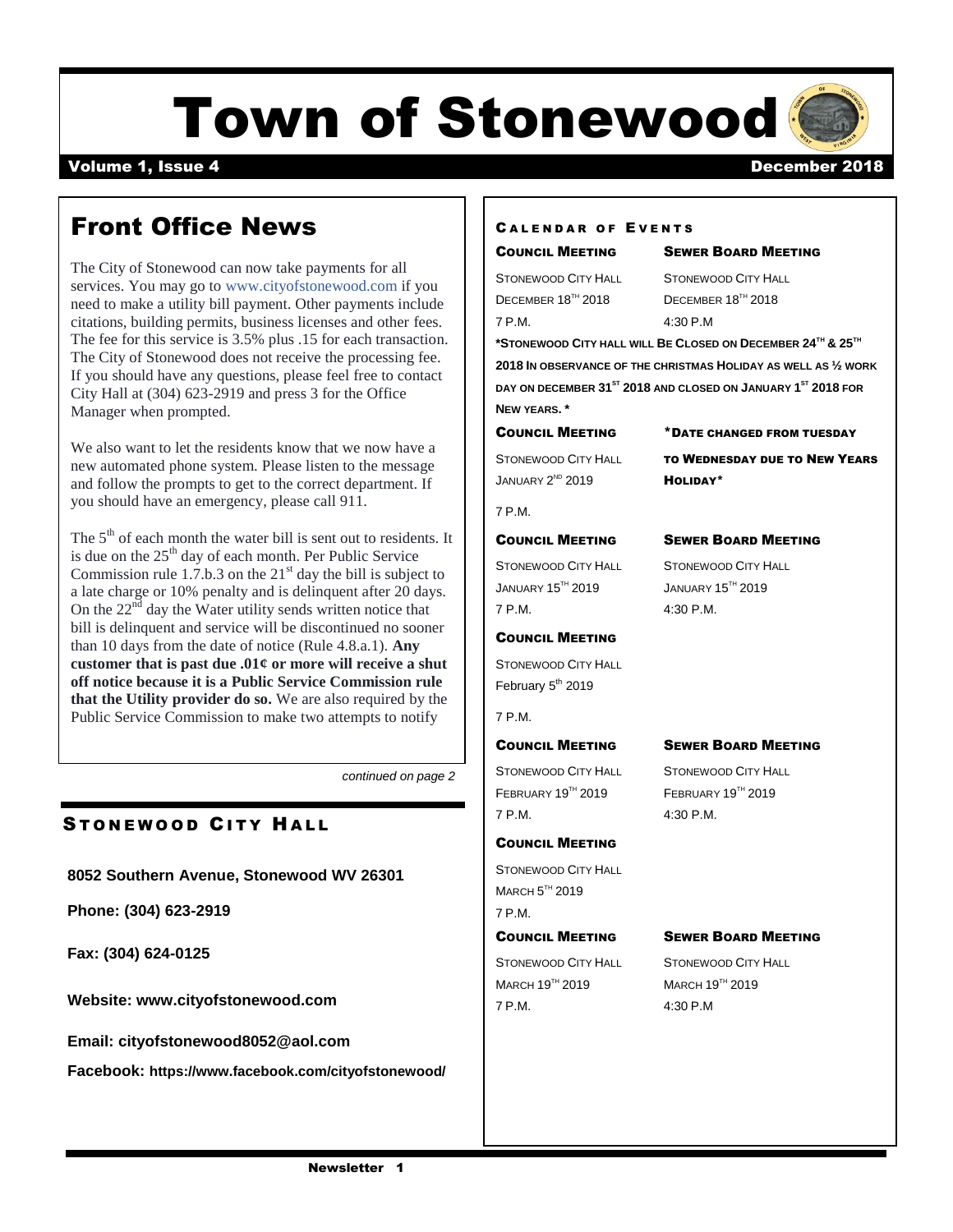# Town of Stonewood

**Volume 1, Issue 4** — **December 2018**

## Front Office News

The City of Stonewood can now take payments for all services. You may go to www.cityofstonewood.com if you need to make a utility bill payment. Other payments include citations, building permits, business licenses and other fees. The fee for this service is 3.5% plus .15 for each transaction. The City of Stonewood does not receive the processing fee. If you should have any questions, please feel free to contact City Hall at (304) 623-2919 and press 3 for the Office Manager when prompted.

We also want to let the residents know that we now have a new automated phone system. Please listen to the message and follow the prompts to get to the correct department. If you should have an emergency, please call 911.

The 5th of each month the water bill is sent out to residents. It is due on the 25th day of each month. Per Public Service Commission rule 1.7.b.3 on the 21st day the bill is subject to a late charge or 10% penalty and is delinquent after 20 days. On the 22nd day the Water utility sends written notice that bill is delinquent and service will be discontinued no sooner than 10 days from the date of notice (Rule 4.8.a.1). **Any customer that is past due .01¢ or more will receive a shut off notice because it is a Public Service Commission rule that the Utility provider do so.** We are also required by the Public Service Commission to make two attempts to notify

*continued on page 2*

## Stonewood City Hall

**8052 Southern Avenue, Stonewood WV 26301**

**Phone: (304) 623-2919**

**Fax: (304) 624-0125**

**Website: www.cityofstonewood.com**

**Email: cityofstonewood8052@aol.com**

**Facebook: https://www.facebook.com/cityofstonewood/**

## Calendar of Events

**Council Meeting**
Stonewood City Hall
December 18th 2018
7 P.M.

**Sewer Board Meeting**
Stonewood City Hall
December 18th 2018
4:30 P.M

**\*Stonewood City hall will be closed on December 24th & 25th 2018 in observance of the Christmas Holiday as well as ½ work day on December 31st 2018 and closed on January 1st 2018 for New Years. \***

**Council Meeting**
Stonewood City Hall
January 2nd 2019
7 P.M.

**\*Date changed from Tuesday to Wednesday due to New Years Holiday\***

**Council Meeting**
Stonewood City Hall
January 15th 2019
7 P.M.

**Sewer Board Meeting**
Stonewood City Hall
January 15th 2019
4:30 P.M.

**Council Meeting**
Stonewood City Hall
February 5th 2019
7 P.M.

**Council Meeting**
Stonewood City Hall
February 19th 2019
7 P.M.

**Sewer Board Meeting**
Stonewood City Hall
February 19th 2019
4:30 P.M.

**Council Meeting**
Stonewood City Hall
March 5th 2019
7 P.M.

**Council Meeting**
Stonewood City Hall
March 19th 2019
7 P.M.

**Sewer Board Meeting**
Stonewood City Hall
March 19th 2019
4:30 P.M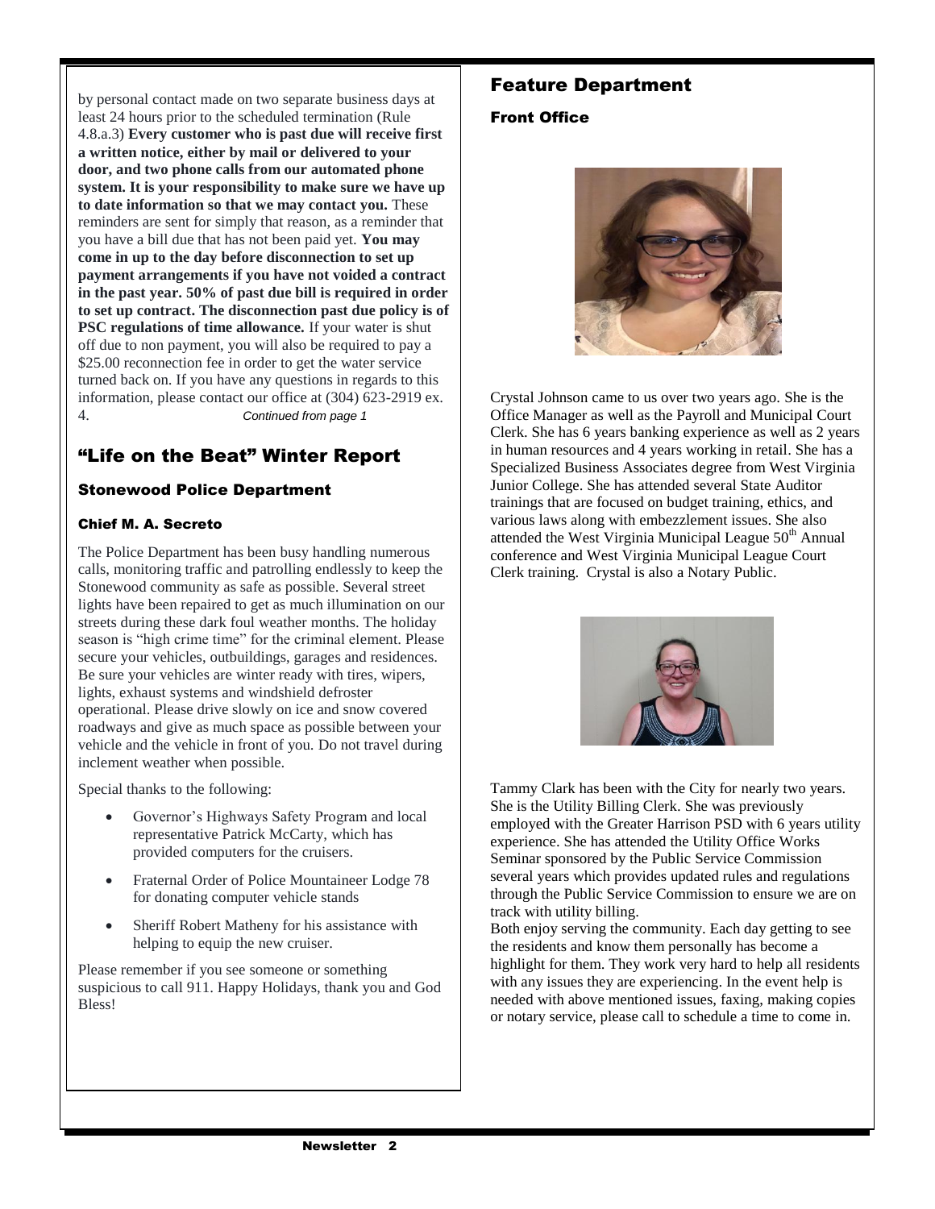by personal contact made on two separate business days at least 24 hours prior to the scheduled termination (Rule 4.8.a.3) **Every customer who is past due will receive first a written notice, either by mail or delivered to your door, and two phone calls from our automated phone system. It is your responsibility to make sure we have up to date information so that we may contact you.** These reminders are sent for simply that reason, as a reminder that you have a bill due that has not been paid yet. **You may come in up to the day before disconnection to set up payment arrangements if you have not voided a contract in the past year. 50% of past due bill is required in order to set up contract. The disconnection past due policy is of PSC regulations of time allowance.** If your water is shut off due to non payment, you will also be required to pay a $25.00 reconnection fee in order to get the water service turned back on. If you have any questions in regards to this information, please contact our office at (304) 623-2919 ex. 4. *Continued from page 1*

## "Life on the Beat" Winter Report

### Stonewood Police Department

#### Chief M. A. Secreto

The Police Department has been busy handling numerous calls, monitoring traffic and patrolling endlessly to keep the Stonewood community as safe as possible. Several street lights have been repaired to get as much illumination on our streets during these dark foul weather months. The holiday season is "high crime time" for the criminal element. Please secure your vehicles, outbuildings, garages and residences. Be sure your vehicles are winter ready with tires, wipers, lights, exhaust systems and windshield defroster operational. Please drive slowly on ice and snow covered roadways and give as much space as possible between your vehicle and the vehicle in front of you. Do not travel during inclement weather when possible.

Special thanks to the following:

- Governor's Highways Safety Program and local representative Patrick McCarty, which has provided computers for the cruisers.
- Fraternal Order of Police Mountaineer Lodge 78 for donating computer vehicle stands
- Sheriff Robert Matheny for his assistance with helping to equip the new cruiser.

Please remember if you see someone or something suspicious to call 911. Happy Holidays, thank you and God Bless!

## Feature Department

### Front Office

Crystal Johnson came to us over two years ago. She is the Office Manager as well as the Payroll and Municipal Court Clerk. She has 6 years banking experience as well as 2 years in human resources and 4 years working in retail. She has a Specialized Business Associates degree from West Virginia Junior College. She has attended several State Auditor trainings that are focused on budget training, ethics, and various laws along with embezzlement issues. She also attended the West Virginia Municipal League 50th Annual conference and West Virginia Municipal League Court Clerk training. Crystal is also a Notary Public.

Tammy Clark has been with the City for nearly two years. She is the Utility Billing Clerk. She was previously employed with the Greater Harrison PSD with 6 years utility experience. She has attended the Utility Office Works Seminar sponsored by the Public Service Commission several years which provides updated rules and regulations through the Public Service Commission to ensure we are on track with utility billing.

Both enjoy serving the community. Each day getting to see the residents and know them personally has become a highlight for them. They work very hard to help all residents with any issues they are experiencing. In the event help is needed with above mentioned issues, faxing, making copies or notary service, please call to schedule a time to come in.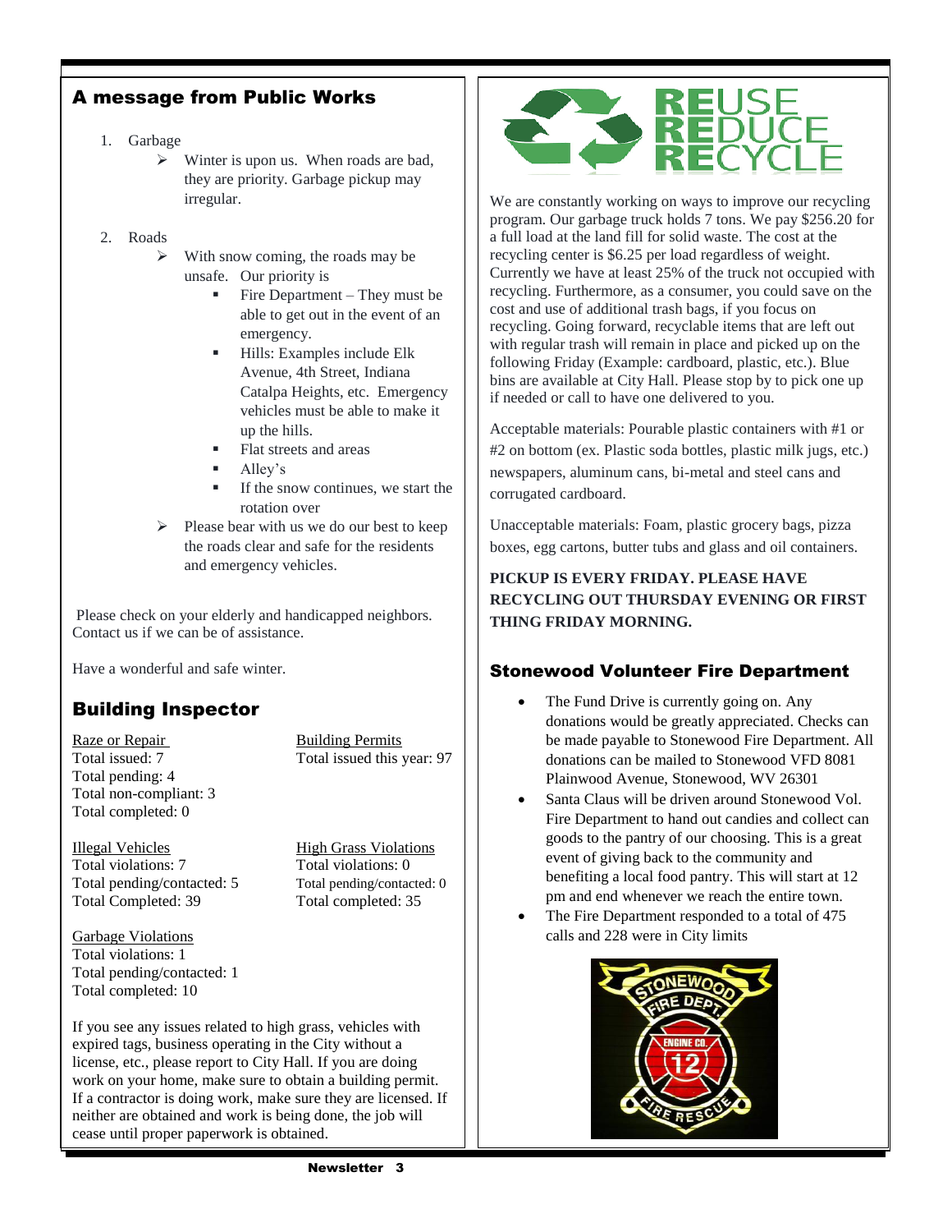## A message from Public Works

1. Garbage
   - Winter is upon us. When roads are bad, they are priority. Garbage pickup may irregular.

2. Roads
   - With snow coming, the roads may be unsafe. Our priority is
     - Fire Department – They must be able to get out in the event of an emergency.
     - Hills: Examples include Elk Avenue, 4th Street, Indiana Catalpa Heights, etc. Emergency vehicles must be able to make it up the hills.
     - Flat streets and areas
     - Alley's
     - If the snow continues, we start the rotation over
   - Please bear with us we do our best to keep the roads clear and safe for the residents and emergency vehicles.

Please check on your elderly and handicapped neighbors. Contact us if we can be of assistance.

Have a wonderful and safe winter.

## Building Inspector

Raze or Repair
Total issued: 7
Total pending: 4
Total non-compliant: 3
Total completed: 0

Building Permits
Total issued this year: 97

Illegal Vehicles
Total violations: 7
Total pending/contacted: 5
Total Completed: 39

High Grass Violations
Total violations: 0
Total pending/contacted: 0
Total completed: 35

Garbage Violations
Total violations: 1
Total pending/contacted: 1
Total completed: 10

If you see any issues related to high grass, vehicles with expired tags, business operating in the City without a license, etc., please report to City Hall. If you are doing work on your home, make sure to obtain a building permit. If a contractor is doing work, make sure they are licensed. If neither are obtained and work is being done, the job will cease until proper paperwork is obtained.

## REUSE REDUCE RECYCLE

We are constantly working on ways to improve our recycling program. Our garbage truck holds 7 tons. We pay $256.20 for a full load at the land fill for solid waste. The cost at the recycling center is $6.25 per load regardless of weight. Currently we have at least 25% of the truck not occupied with recycling. Furthermore, as a consumer, you could save on the cost and use of additional trash bags, if you focus on recycling. Going forward, recyclable items that are left out with regular trash will remain in place and picked up on the following Friday (Example: cardboard, plastic, etc.). Blue bins are available at City Hall. Please stop by to pick one up if needed or call to have one delivered to you.

Acceptable materials: Pourable plastic containers with #1 or #2 on bottom (ex. Plastic soda bottles, plastic milk jugs, etc.) newspapers, aluminum cans, bi-metal and steel cans and corrugated cardboard.

Unacceptable materials: Foam, plastic grocery bags, pizza boxes, egg cartons, butter tubs and glass and oil containers.

**PICKUP IS EVERY FRIDAY. PLEASE HAVE RECYCLING OUT THURSDAY EVENING OR FIRST THING FRIDAY MORNING.**

## Stonewood Volunteer Fire Department

- The Fund Drive is currently going on. Any donations would be greatly appreciated. Checks can be made payable to Stonewood Fire Department. All donations can be mailed to Stonewood VFD 8081 Plainwood Avenue, Stonewood, WV 26301
- Santa Claus will be driven around Stonewood Vol. Fire Department to hand out candies and collect can goods to the pantry of our choosing. This is a great event of giving back to the community and benefiting a local food pantry. This will start at 12 pm and end whenever we reach the entire town.
- The Fire Department responded to a total of 475 calls and 228 were in City limits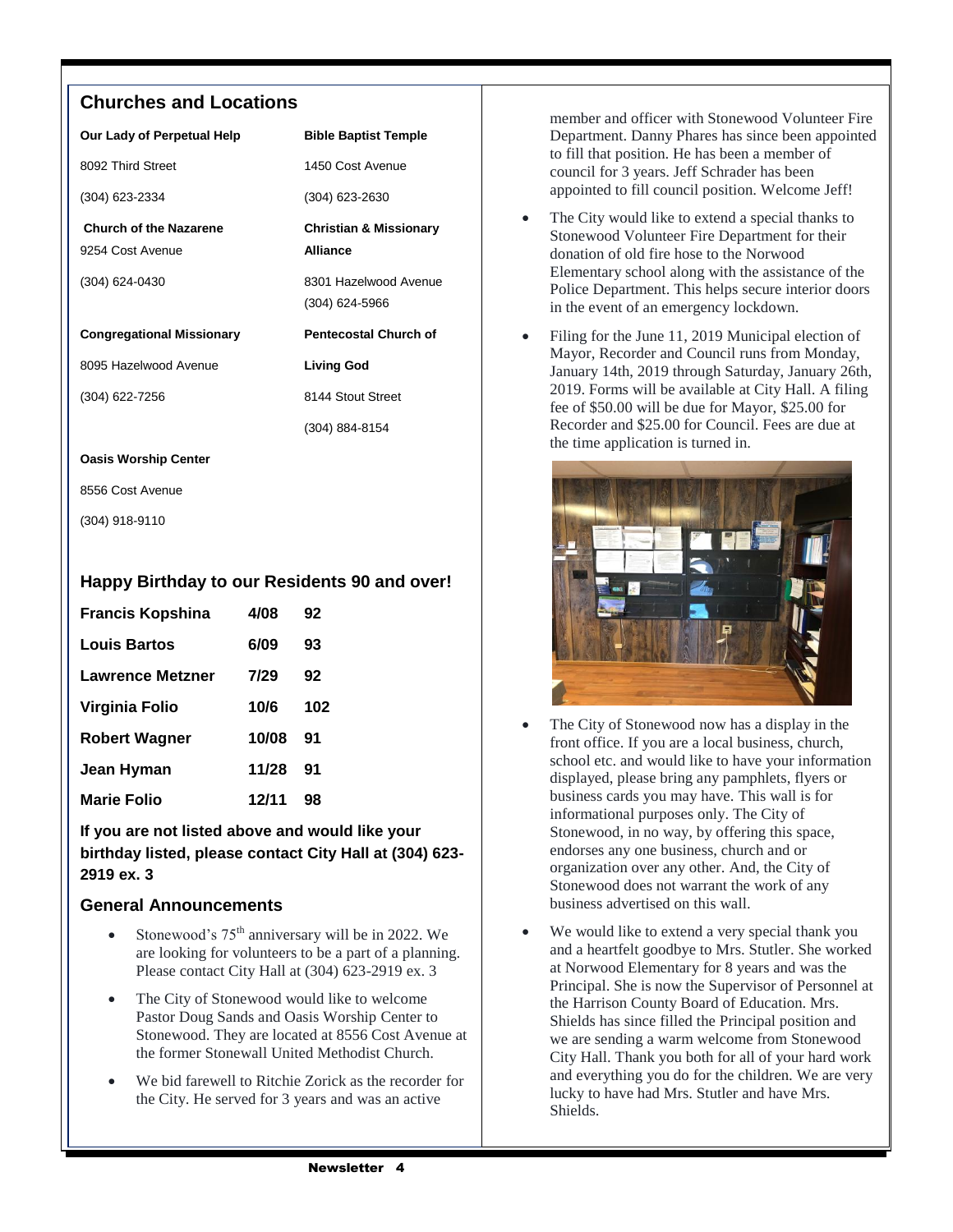## Churches and Locations

| | |
|---|---|
| **Our Lady of Perpetual Help**<br>8092 Third Street<br>(304) 623-2334 | **Bible Baptist Temple**<br>1450 Cost Avenue<br>(304) 623-2630 |
| **Church of the Nazarene**<br>9254 Cost Avenue<br>(304) 624-0430 | **Christian & Missionary Alliance**<br>8301 Hazelwood Avenue<br>(304) 624-5966 |
| **Congregational Missionary**<br>8095 Hazelwood Avenue<br>(304) 622-7256 | **Pentecostal Church of Living God**<br>8144 Stout Street<br>(304) 884-8154 |
| **Oasis Worship Center**<br>8556 Cost Avenue<br>(304) 918-9110 | |

## Happy Birthday to our Residents 90 and over!

| | | |
|---|---|---|
| **Francis Kopshina** | **4/08** | **92** |
| **Louis Bartos** | **6/09** | **93** |
| **Lawrence Metzner** | **7/29** | **92** |
| **Virginia Folio** | **10/6** | **102** |
| **Robert Wagner** | **10/08** | **91** |
| **Jean Hyman** | **11/28** | **91** |
| **Marie Folio** | **12/11** | **98** |

**If you are not listed above and would like your birthday listed, please contact City Hall at (304) 623-2919 ex. 3**

## General Announcements

- Stonewood's 75th anniversary will be in 2022. We are looking for volunteers to be a part of a planning. Please contact City Hall at (304) 623-2919 ex. 3
- The City of Stonewood would like to welcome Pastor Doug Sands and Oasis Worship Center to Stonewood. They are located at 8556 Cost Avenue at the former Stonewall United Methodist Church.
- We bid farewell to Ritchie Zorick as the recorder for the City. He served for 3 years and was an active member and officer with Stonewood Volunteer Fire Department. Danny Phares has since been appointed to fill that position. He has been a member of council for 3 years. Jeff Schrader has been appointed to fill council position. Welcome Jeff!
- The City would like to extend a special thanks to Stonewood Volunteer Fire Department for their donation of old fire hose to the Norwood Elementary school along with the assistance of the Police Department. This helps secure interior doors in the event of an emergency lockdown.
- Filing for the June 11, 2019 Municipal election of Mayor, Recorder and Council runs from Monday, January 14th, 2019 through Saturday, January 26th, 2019. Forms will be available at City Hall. A filing fee of $50.00 will be due for Mayor, $25.00 for Recorder and $25.00 for Council. Fees are due at the time application is turned in.
- The City of Stonewood now has a display in the front office. If you are a local business, church, school etc. and would like to have your information displayed, please bring any pamphlets, flyers or business cards you may have. This wall is for informational purposes only. The City of Stonewood, in no way, by offering this space, endorses any one business, church and or organization over any other. And, the City of Stonewood does not warrant the work of any business advertised on this wall.
- We would like to extend a very special thank you and a heartfelt goodbye to Mrs. Stutler. She worked at Norwood Elementary for 8 years and was the Principal. She is now the Supervisor of Personnel at the Harrison County Board of Education. Mrs. Shields has since filled the Principal position and we are sending a warm welcome from Stonewood City Hall. Thank you both for all of your hard work and everything you do for the children. We are very lucky to have had Mrs. Stutler and have Mrs. Shields.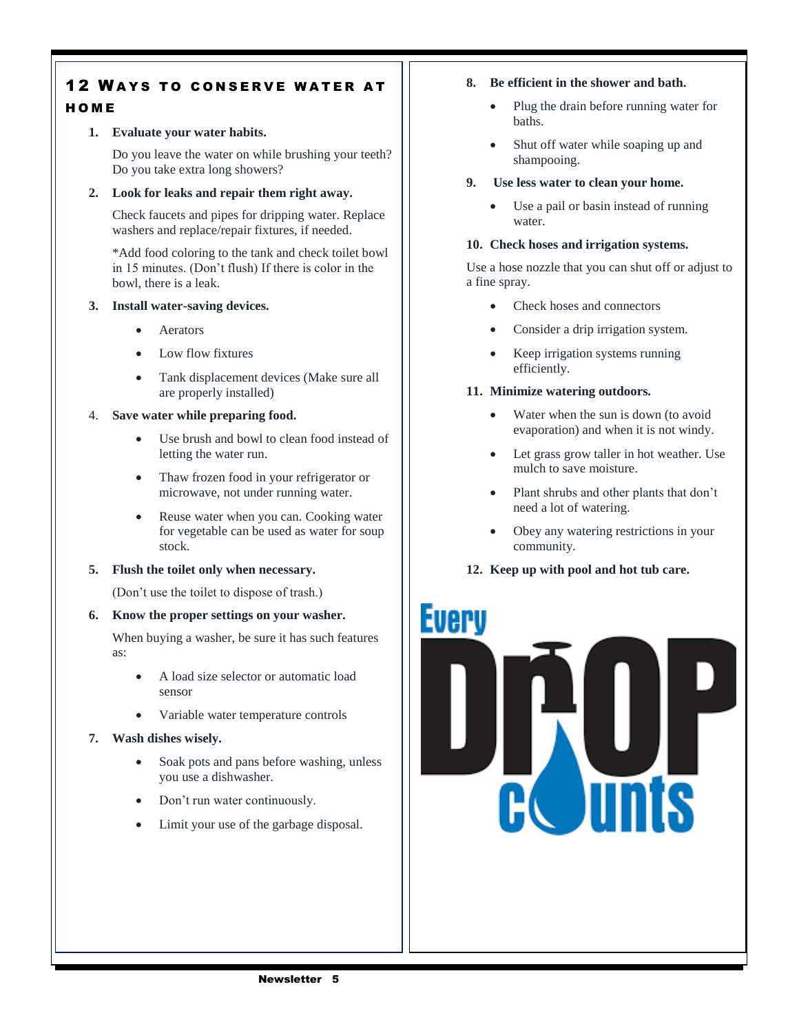## 12 Ways to Conserve Water at Home

1. **Evaluate your water habits.**

   Do you leave the water on while brushing your teeth? Do you take extra long showers?

2. **Look for leaks and repair them right away.**

   Check faucets and pipes for dripping water. Replace washers and replace/repair fixtures, if needed.

   *Add food coloring to the tank and check toilet bowl in 15 minutes. (Don't flush) If there is color in the bowl, there is a leak.

3. **Install water-saving devices.**
   - Aerators
   - Low flow fixtures
   - Tank displacement devices (Make sure all are properly installed)

4. **Save water while preparing food.**
   - Use brush and bowl to clean food instead of letting the water run.
   - Thaw frozen food in your refrigerator or microwave, not under running water.
   - Reuse water when you can. Cooking water for vegetable can be used as water for soup stock.

5. **Flush the toilet only when necessary.**

   (Don't use the toilet to dispose of trash.)

6. **Know the proper settings on your washer.**

   When buying a washer, be sure it has such features as:
   - A load size selector or automatic load sensor
   - Variable water temperature controls

7. **Wash dishes wisely.**
   - Soak pots and pans before washing, unless you use a dishwasher.
   - Don't run water continuously.
   - Limit your use of the garbage disposal.

8. **Be efficient in the shower and bath.**
   - Plug the drain before running water for baths.
   - Shut off water while soaping up and shampooing.

9. **Use less water to clean your home.**
   - Use a pail or basin instead of running water.

10. **Check hoses and irrigation systems.**

    Use a hose nozzle that you can shut off or adjust to a fine spray.
    - Check hoses and connectors
    - Consider a drip irrigation system.
    - Keep irrigation systems running efficiently.

11. **Minimize watering outdoors.**
    - Water when the sun is down (to avoid evaporation) and when it is not windy.
    - Let grass grow taller in hot weather. Use mulch to save moisture.
    - Plant shrubs and other plants that don't need a lot of watering.
    - Obey any watering restrictions in your community.

12. **Keep up with pool and hot tub care.**

Every DrOP counts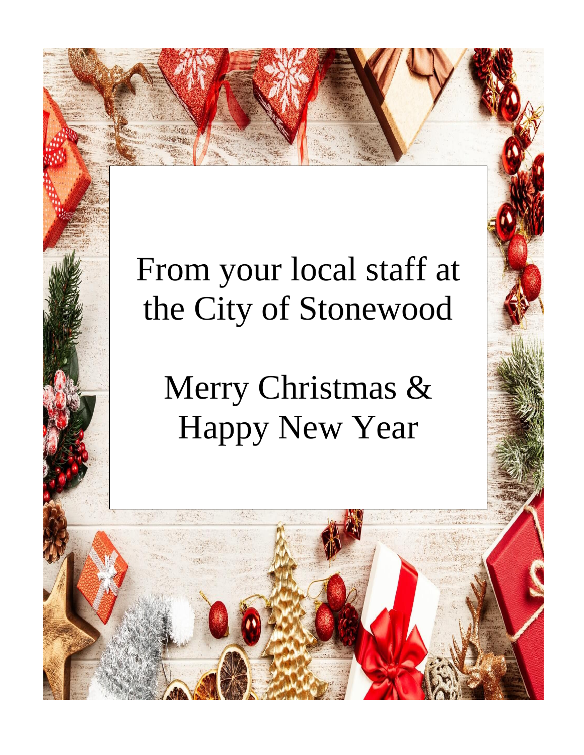From your local staff at the City of Stonewood

Merry Christmas & Happy New Year